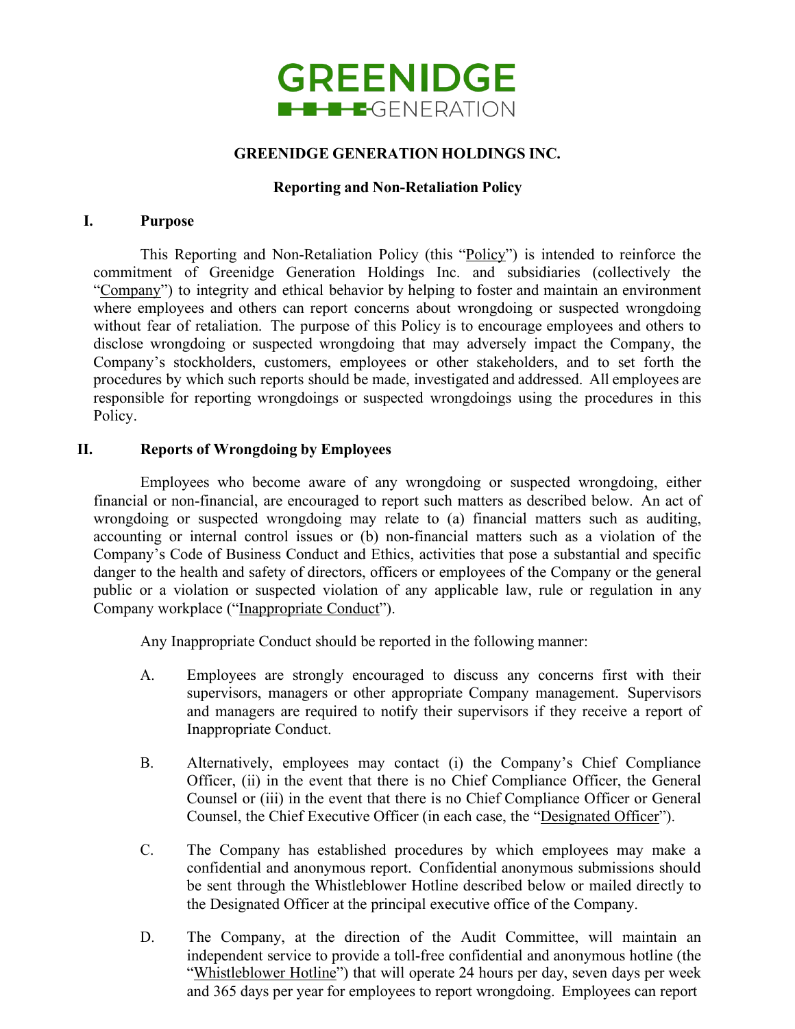# GREENIDGE GENERATION HOLDINGS INC.

## Reporting and Non-Retaliation Policy

### I. Purpose

This Reporting and Non-Retaliation Policy (this "Policy") is intended to reinforce the commitment of Greenidge Generation Holdings Inc. and subsidiaries (collectively the "Company") to integrity and ethical behavior by helping to foster and maintain an environment where employees and others can report concerns about wrongdoing or suspected wrongdoing without fear of retaliation. The purpose of this Policy is to encourage employees and others to disclose wrongdoing or suspected wrongdoing that may adversely impact the Company, the Company's stockholders, customers, employees or other stakeholders, and to set forth the procedures by which such reports should be made, investigated and addressed. All employees are responsible for reporting wrongdoings or suspected wrongdoings using the procedures in this Policy.

### II. Reports of Wrongdoing by Employees

Employees who become aware of any wrongdoing or suspected wrongdoing, either financial or non-financial, are encouraged to report such matters as described below. An act of wrongdoing or suspected wrongdoing may relate to (a) financial matters such as auditing, accounting or internal control issues or (b) non-financial matters such as a violation of the Company's Code of Business Conduct and Ethics, activities that pose a substantial and specific danger to the health and safety of directors, officers or employees of the Company or the general public or a violation or suspected violation of any applicable law, rule or regulation in any Company workplace ("Inappropriate Conduct").

Any Inappropriate Conduct should be reported in the following manner:

A. Employees are strongly encouraged to discuss any concerns first with their supervisors, managers or other appropriate Company management. Supervisors and managers are required to notify their supervisors if they receive a report of Inappropriate Conduct.

B. Alternatively, employees may contact (i) the Company's Chief Compliance Officer, (ii) in the event that there is no Chief Compliance Officer, the General Counsel or (iii) in the event that there is no Chief Compliance Officer or General Counsel, the Chief Executive Officer (in each case, the "Designated Officer").

C. The Company has established procedures by which employees may make a confidential and anonymous report. Confidential anonymous submissions should be sent through the Whistleblower Hotline described below or mailed directly to the Designated Officer at the principal executive office of the Company.

D. The Company, at the direction of the Audit Committee, will maintain an independent service to provide a toll-free confidential and anonymous hotline (the "Whistleblower Hotline") that will operate 24 hours per day, seven days per week and 365 days per year for employees to report wrongdoing. Employees can report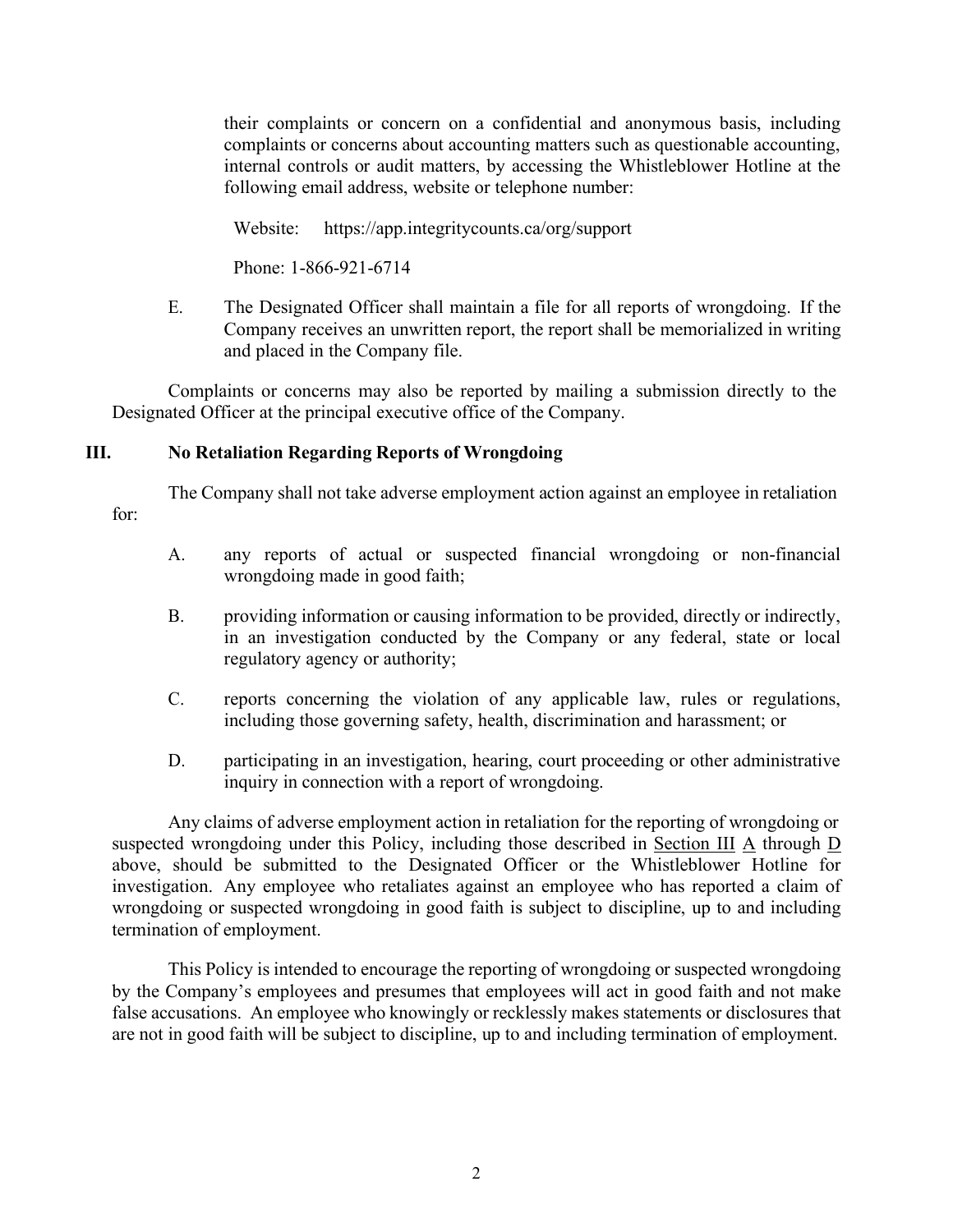their complaints or concern on a confidential and anonymous basis, including complaints or concerns about accounting matters such as questionable accounting, internal controls or audit matters, by accessing the Whistleblower Hotline at the following email address, website or telephone number:

Website: https://app.integritycounts.ca/org/support

Phone: 1-866-921-6714

E. The Designated Officer shall maintain a file for all reports of wrongdoing. If the Company receives an unwritten report, the report shall be memorialized in writing and placed in the Company file.

Complaints or concerns may also be reported by mailing a submission directly to the Designated Officer at the principal executive office of the Company.

## III. No Retaliation Regarding Reports of Wrongdoing

The Company shall not take adverse employment action against an employee in retaliation for:

A. any reports of actual or suspected financial wrongdoing or non-financial wrongdoing made in good faith;

B. providing information or causing information to be provided, directly or indirectly, in an investigation conducted by the Company or any federal, state or local regulatory agency or authority;

C. reports concerning the violation of any applicable law, rules or regulations, including those governing safety, health, discrimination and harassment; or

D. participating in an investigation, hearing, court proceeding or other administrative inquiry in connection with a report of wrongdoing.

Any claims of adverse employment action in retaliation for the reporting of wrongdoing or suspected wrongdoing under this Policy, including those described in Section III A through D above, should be submitted to the Designated Officer or the Whistleblower Hotline for investigation. Any employee who retaliates against an employee who has reported a claim of wrongdoing or suspected wrongdoing in good faith is subject to discipline, up to and including termination of employment.

This Policy is intended to encourage the reporting of wrongdoing or suspected wrongdoing by the Company's employees and presumes that employees will act in good faith and not make false accusations. An employee who knowingly or recklessly makes statements or disclosures that are not in good faith will be subject to discipline, up to and including termination of employment.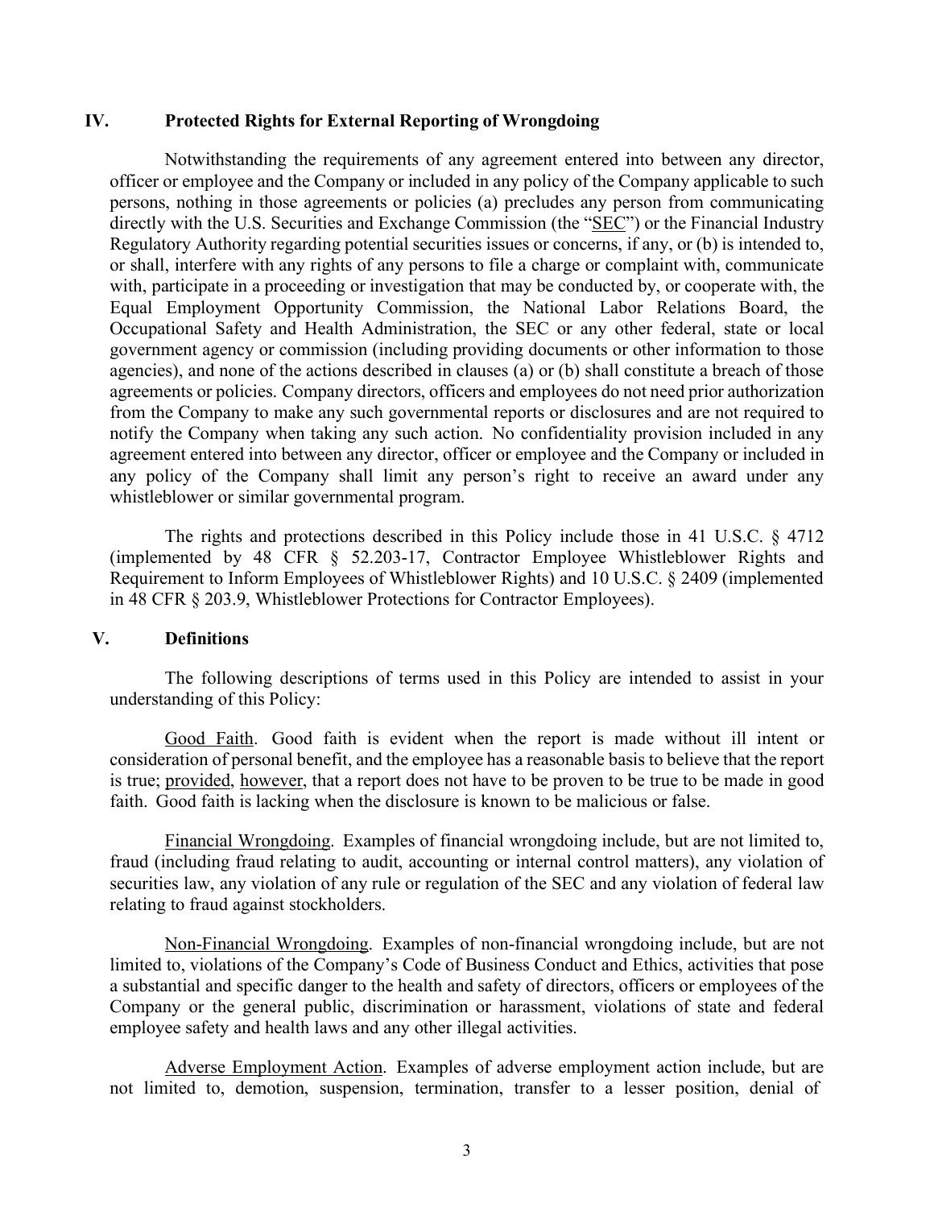## IV. Protected Rights for External Reporting of Wrongdoing

Notwithstanding the requirements of any agreement entered into between any director, officer or employee and the Company or included in any policy of the Company applicable to such persons, nothing in those agreements or policies (a) precludes any person from communicating directly with the U.S. Securities and Exchange Commission (the "SEC") or the Financial Industry Regulatory Authority regarding potential securities issues or concerns, if any, or (b) is intended to, or shall, interfere with any rights of any persons to file a charge or complaint with, communicate with, participate in a proceeding or investigation that may be conducted by, or cooperate with, the Equal Employment Opportunity Commission, the National Labor Relations Board, the Occupational Safety and Health Administration, the SEC or any other federal, state or local government agency or commission (including providing documents or other information to those agencies), and none of the actions described in clauses (a) or (b) shall constitute a breach of those agreements or policies. Company directors, officers and employees do not need prior authorization from the Company to make any such governmental reports or disclosures and are not required to notify the Company when taking any such action. No confidentiality provision included in any agreement entered into between any director, officer or employee and the Company or included in any policy of the Company shall limit any person's right to receive an award under any whistleblower or similar governmental program.

The rights and protections described in this Policy include those in 41 U.S.C. § 4712 (implemented by 48 CFR § 52.203-17, Contractor Employee Whistleblower Rights and Requirement to Inform Employees of Whistleblower Rights) and 10 U.S.C. § 2409 (implemented in 48 CFR § 203.9, Whistleblower Protections for Contractor Employees).

## V. Definitions

The following descriptions of terms used in this Policy are intended to assist in your understanding of this Policy:

Good Faith. Good faith is evident when the report is made without ill intent or consideration of personal benefit, and the employee has a reasonable basis to believe that the report is true; provided, however, that a report does not have to be proven to be true to be made in good faith. Good faith is lacking when the disclosure is known to be malicious or false.

Financial Wrongdoing. Examples of financial wrongdoing include, but are not limited to, fraud (including fraud relating to audit, accounting or internal control matters), any violation of securities law, any violation of any rule or regulation of the SEC and any violation of federal law relating to fraud against stockholders.

Non-Financial Wrongdoing. Examples of non-financial wrongdoing include, but are not limited to, violations of the Company's Code of Business Conduct and Ethics, activities that pose a substantial and specific danger to the health and safety of directors, officers or employees of the Company or the general public, discrimination or harassment, violations of state and federal employee safety and health laws and any other illegal activities.

Adverse Employment Action. Examples of adverse employment action include, but are not limited to, demotion, suspension, termination, transfer to a lesser position, denial of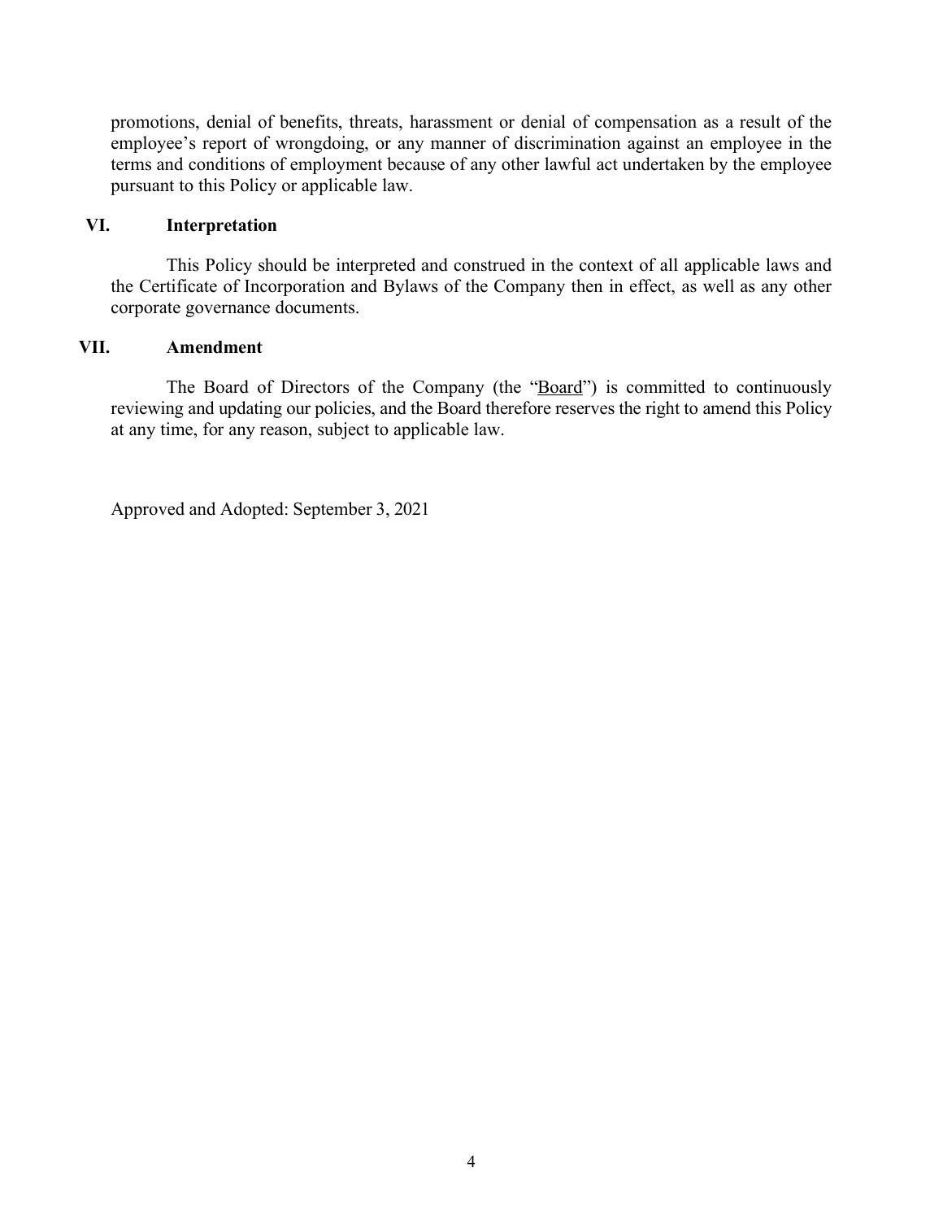promotions, denial of benefits, threats, harassment or denial of compensation as a result of the employee's report of wrongdoing, or any manner of discrimination against an employee in the terms and conditions of employment because of any other lawful act undertaken by the employee pursuant to this Policy or applicable law.

## VI. Interpretation

This Policy should be interpreted and construed in the context of all applicable laws and the Certificate of Incorporation and Bylaws of the Company then in effect, as well as any other corporate governance documents.

## VII. Amendment

The Board of Directors of the Company (the "Board") is committed to continuously reviewing and updating our policies, and the Board therefore reserves the right to amend this Policy at any time, for any reason, subject to applicable law.

Approved and Adopted: September 3, 2021